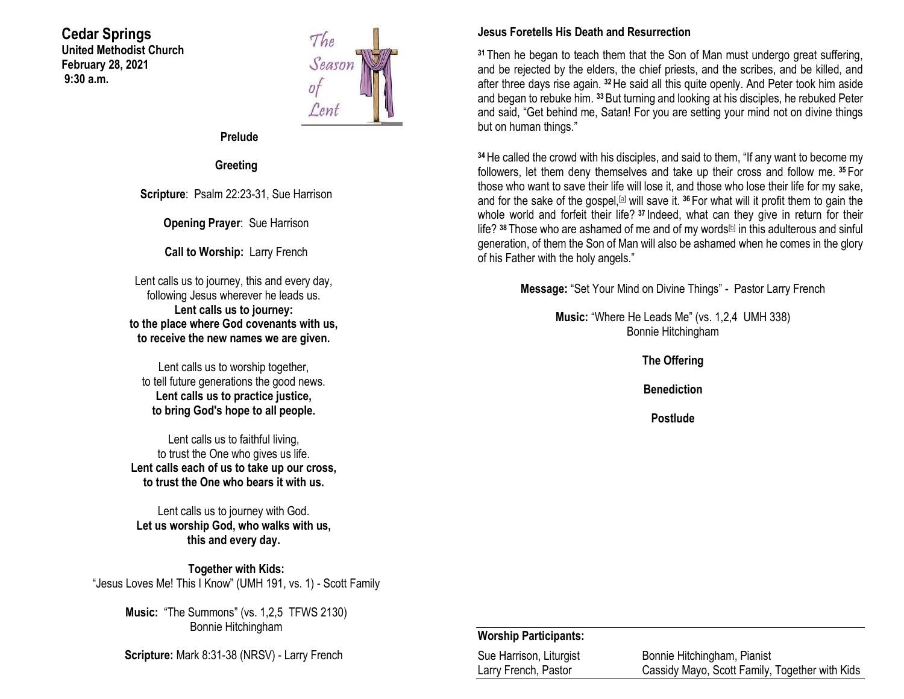# Cedar Springs

**United Methodist Church**
**February 28, 2021**
**9:30 a.m.**

The Season of Lent

**Prelude**

**Greeting**

**Scripture**: Psalm 22:23-31, Sue Harrison

**Opening Prayer**: Sue Harrison

**Call to Worship:** Larry French

Lent calls us to journey, this and every day,
following Jesus wherever he leads us.
**Lent calls us to journey:**
**to the place where God covenants with us,**
**to receive the new names we are given.**

Lent calls us to worship together,
to tell future generations the good news.
**Lent calls us to practice justice,**
**to bring God's hope to all people.**

Lent calls us to faithful living,
to trust the One who gives us life.
**Lent calls each of us to take up our cross,**
**to trust the One who bears it with us.**

Lent calls us to journey with God.
**Let us worship God, who walks with us,**
**this and every day.**

**Together with Kids:**
"Jesus Loves Me! This I Know" (UMH 191, vs. 1) - Scott Family

**Music:** "The Summons" (vs. 1,2,5 TFWS 2130)
Bonnie Hitchingham

**Scripture:** Mark 8:31-38 (NRSV) - Larry French

**Jesus Foretells His Death and Resurrection**

[31] Then he began to teach them that the Son of Man must undergo great suffering, and be rejected by the elders, the chief priests, and the scribes, and be killed, and after three days rise again. [32] He said all this quite openly. And Peter took him aside and began to rebuke him. [33] But turning and looking at his disciples, he rebuked Peter and said, "Get behind me, Satan! For you are setting your mind not on divine things but on human things."

[34] He called the crowd with his disciples, and said to them, "If any want to become my followers, let them deny themselves and take up their cross and follow me. [35] For those who want to save their life will lose it, and those who lose their life for my sake, and for the sake of the gospel,[a] will save it. [36] For what will it profit them to gain the whole world and forfeit their life? [37] Indeed, what can they give in return for their life? [38] Those who are ashamed of me and of my words[b] in this adulterous and sinful generation, of them the Son of Man will also be ashamed when he comes in the glory of his Father with the holy angels."

**Message:** "Set Your Mind on Divine Things" - Pastor Larry French

**Music:** "Where He Leads Me" (vs. 1,2,4 UMH 338)
Bonnie Hitchingham

**The Offering**

**Benediction**

**Postlude**

| **Worship Participants:** | |
|---|---|
| Sue Harrison, Liturgist | Bonnie Hitchingham, Pianist |
| Larry French, Pastor | Cassidy Mayo, Scott Family, Together with Kids |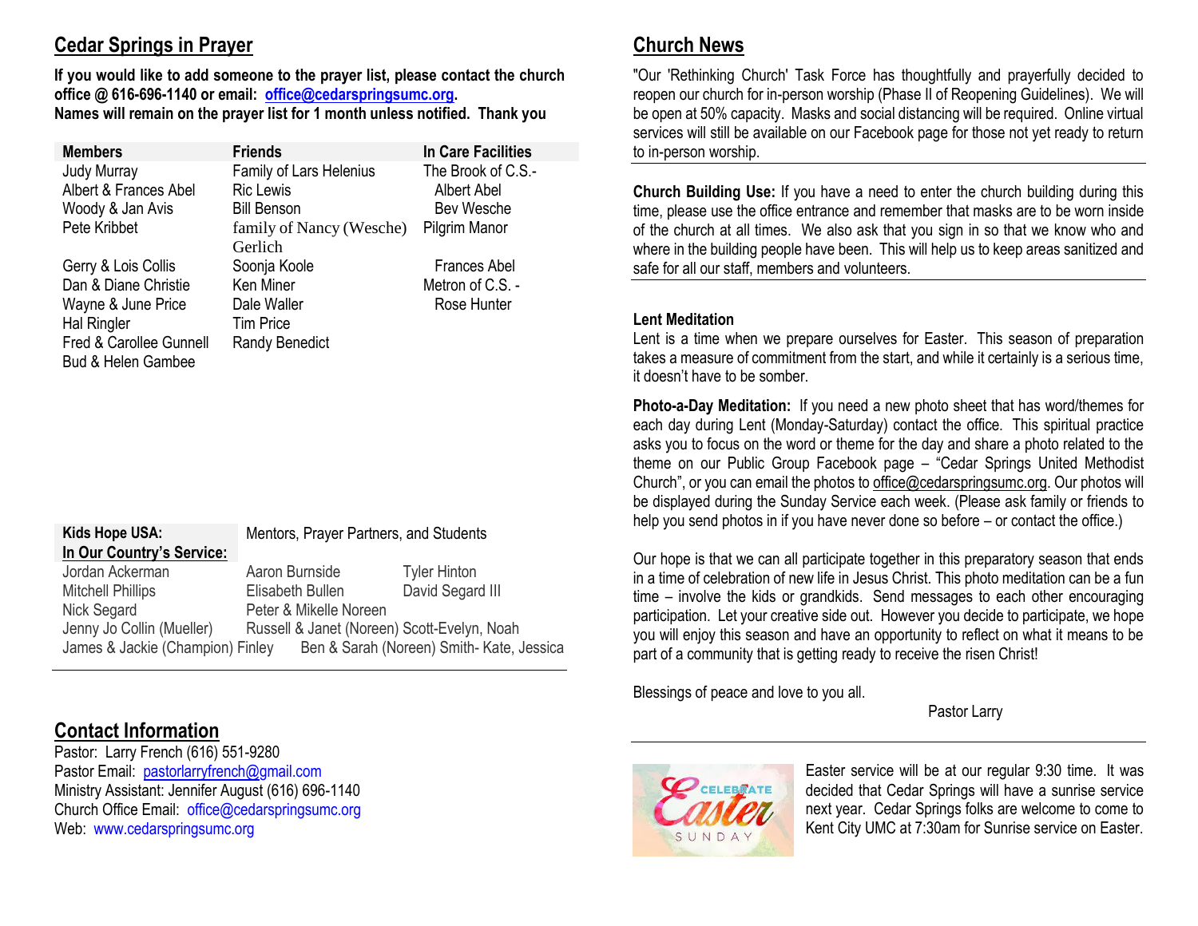## Cedar Springs in Prayer

**If you would like to add someone to the prayer list, please contact the church office @ 616-696-1140 or email: office@cedarspringsumc.org. Names will remain on the prayer list for 1 month unless notified. Thank you**

| Members | Friends | In Care Facilities |
|---|---|---|
| Judy Murray | Family of Lars Helenius | The Brook of C.S.- |
| Albert & Frances Abel | Ric Lewis | Albert Abel |
| Woody & Jan Avis | Bill Benson | Bev Wesche |
| Pete Kribbet | family of Nancy (Wesche) Gerlich | Pilgrim Manor |
| Gerry & Lois Collis | Soonja Koole | Frances Abel |
| Dan & Diane Christie | Ken Miner | Metron of C.S. - |
| Wayne & June Price | Dale Waller | Rose Hunter |
| Hal Ringler | Tim Price | |
| Fred & Carollee Gunnell | Randy Benedict | |
| Bud & Helen Gambee | | |

**Kids Hope USA:** Mentors, Prayer Partners, and Students

**In Our Country's Service:**

| | | |
|---|---|---|
| Jordan Ackerman | Aaron Burnside | Tyler Hinton |
| Mitchell Phillips | Elisabeth Bullen | David Segard III |
| Nick Segard | Peter & Mikelle Noreen | |
| Jenny Jo Collin (Mueller) | Russell & Janet (Noreen) Scott-Evelyn, Noah | |
| James & Jackie (Champion) Finley | Ben & Sarah (Noreen) Smith- Kate, Jessica | |

## Contact Information

Pastor: Larry French (616) 551-9280
Pastor Email: pastorlarryfrench@gmail.com
Ministry Assistant: Jennifer August (616) 696-1140
Church Office Email: office@cedarspringsumc.org
Web: www.cedarspringsumc.org

## Church News

"Our 'Rethinking Church' Task Force has thoughtfully and prayerfully decided to reopen our church for in-person worship (Phase II of Reopening Guidelines). We will be open at 50% capacity. Masks and social distancing will be required. Online virtual services will still be available on our Facebook page for those not yet ready to return to in-person worship.

**Church Building Use:** If you have a need to enter the church building during this time, please use the office entrance and remember that masks are to be worn inside of the church at all times. We also ask that you sign in so that we know who and where in the building people have been. This will help us to keep areas sanitized and safe for all our staff, members and volunteers.

**Lent Meditation**

Lent is a time when we prepare ourselves for Easter. This season of preparation takes a measure of commitment from the start, and while it certainly is a serious time, it doesn't have to be somber.

**Photo-a-Day Meditation:** If you need a new photo sheet that has word/themes for each day during Lent (Monday-Saturday) contact the office. This spiritual practice asks you to focus on the word or theme for the day and share a photo related to the theme on our Public Group Facebook page – "Cedar Springs United Methodist Church", or you can email the photos to office@cedarspringsumc.org. Our photos will be displayed during the Sunday Service each week. (Please ask family or friends to help you send photos in if you have never done so before – or contact the office.)

Our hope is that we can all participate together in this preparatory season that ends in a time of celebration of new life in Jesus Christ. This photo meditation can be a fun time – involve the kids or grandkids. Send messages to each other encouraging participation. Let your creative side out. However you decide to participate, we hope you will enjoy this season and have an opportunity to reflect on what it means to be part of a community that is getting ready to receive the risen Christ!

Blessings of peace and love to you all.

Pastor Larry

Easter service will be at our regular 9:30 time. It was decided that Cedar Springs will have a sunrise service next year. Cedar Springs folks are welcome to come to Kent City UMC at 7:30am for Sunrise service on Easter.